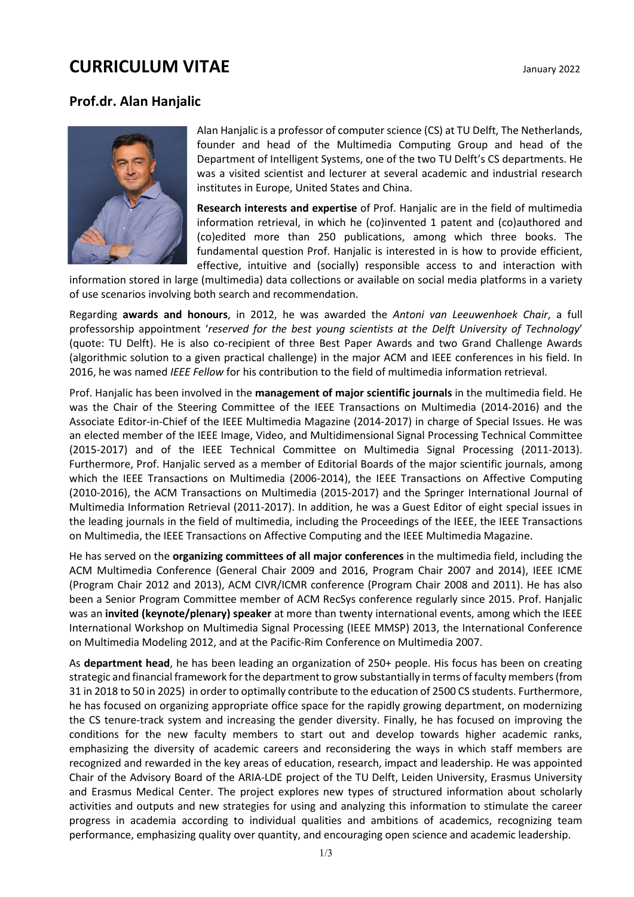# CURRICULUM VITAE

January 2022

## Prof.dr. Alan Hanjalic

Alan Hanjalic is a professor of computer science (CS) at TU Delft, The Netherlands, founder and head of the Multimedia Computing Group and head of the Department of Intelligent Systems, one of the two TU Delft's CS departments. He was a visited scientist and lecturer at several academic and industrial research institutes in Europe, United States and China.

**Research interests and expertise** of Prof. Hanjalic are in the field of multimedia information retrieval, in which he (co)invented 1 patent and (co)authored and (co)edited more than 250 publications, among which three books. The fundamental question Prof. Hanjalic is interested in is how to provide efficient, effective, intuitive and (socially) responsible access to and interaction with information stored in large (multimedia) data collections or available on social media platforms in a variety of use scenarios involving both search and recommendation.

Regarding **awards and honours**, in 2012, he was awarded the *Antoni van Leeuwenhoek Chair*, a full professorship appointment '*reserved for the best young scientists at the Delft University of Technology*' (quote: TU Delft). He is also co-recipient of three Best Paper Awards and two Grand Challenge Awards (algorithmic solution to a given practical challenge) in the major ACM and IEEE conferences in his field. In 2016, he was named *IEEE Fellow* for his contribution to the field of multimedia information retrieval.

Prof. Hanjalic has been involved in the **management of major scientific journals** in the multimedia field. He was the Chair of the Steering Committee of the IEEE Transactions on Multimedia (2014-2016) and the Associate Editor-in-Chief of the IEEE Multimedia Magazine (2014-2017) in charge of Special Issues. He was an elected member of the IEEE Image, Video, and Multidimensional Signal Processing Technical Committee (2015-2017) and of the IEEE Technical Committee on Multimedia Signal Processing (2011-2013). Furthermore, Prof. Hanjalic served as a member of Editorial Boards of the major scientific journals, among which the IEEE Transactions on Multimedia (2006-2014), the IEEE Transactions on Affective Computing (2010-2016), the ACM Transactions on Multimedia (2015-2017) and the Springer International Journal of Multimedia Information Retrieval (2011-2017). In addition, he was a Guest Editor of eight special issues in the leading journals in the field of multimedia, including the Proceedings of the IEEE, the IEEE Transactions on Multimedia, the IEEE Transactions on Affective Computing and the IEEE Multimedia Magazine.

He has served on the **organizing committees of all major conferences** in the multimedia field, including the ACM Multimedia Conference (General Chair 2009 and 2016, Program Chair 2007 and 2014), IEEE ICME (Program Chair 2012 and 2013), ACM CIVR/ICMR conference (Program Chair 2008 and 2011). He has also been a Senior Program Committee member of ACM RecSys conference regularly since 2015. Prof. Hanjalic was an **invited (keynote/plenary) speaker** at more than twenty international events, among which the IEEE International Workshop on Multimedia Signal Processing (IEEE MMSP) 2013, the International Conference on Multimedia Modeling 2012, and at the Pacific-Rim Conference on Multimedia 2007.

As **department head**, he has been leading an organization of 250+ people. His focus has been on creating strategic and financial framework for the department to grow substantially in terms of faculty members (from 31 in 2018 to 50 in 2025) in order to optimally contribute to the education of 2500 CS students. Furthermore, he has focused on organizing appropriate office space for the rapidly growing department, on modernizing the CS tenure-track system and increasing the gender diversity. Finally, he has focused on improving the conditions for the new faculty members to start out and develop towards higher academic ranks, emphasizing the diversity of academic careers and reconsidering the ways in which staff members are recognized and rewarded in the key areas of education, research, impact and leadership. He was appointed Chair of the Advisory Board of the ARIA-LDE project of the TU Delft, Leiden University, Erasmus University and Erasmus Medical Center. The project explores new types of structured information about scholarly activities and outputs and new strategies for using and analyzing this information to stimulate the career progress in academia according to individual qualities and ambitions of academics, recognizing team performance, emphasizing quality over quantity, and encouraging open science and academic leadership.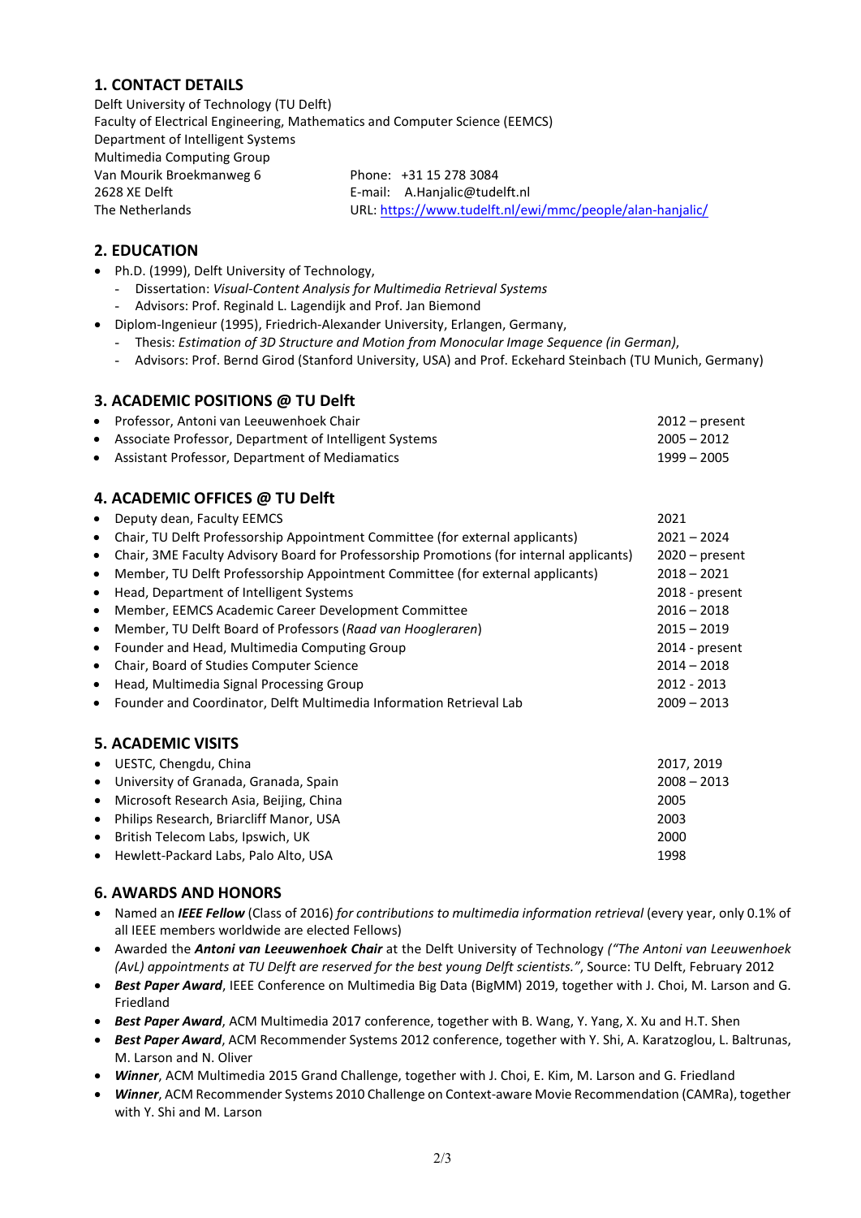## 1. CONTACT DETAILS

Delft University of Technology (TU Delft)
Faculty of Electrical Engineering, Mathematics and Computer Science (EEMCS)
Department of Intelligent Systems
Multimedia Computing Group
Van Mourik Broekmanweg 6
2628 XE Delft
The Netherlands

Phone: +31 15 278 3084
E-mail: A.Hanjalic@tudelft.nl
URL: [https://www.tudelft.nl/ewi/mmc/people/alan-hanjalic/](https://www.tudelft.nl/ewi/mmc/people/alan-hanjalic/)

## 2. EDUCATION

- Ph.D. (1999), Delft University of Technology,
  - Dissertation: *Visual-Content Analysis for Multimedia Retrieval Systems*
  - Advisors: Prof. Reginald L. Lagendijk and Prof. Jan Biemond
- Diplom-Ingenieur (1995), Friedrich-Alexander University, Erlangen, Germany,
  - Thesis: *Estimation of 3D Structure and Motion from Monocular Image Sequence (in German)*,
  - Advisors: Prof. Bernd Girod (Stanford University, USA) and Prof. Eckehard Steinbach (TU Munich, Germany)

## 3. ACADEMIC POSITIONS @ TU Delft

| | |
|---|---|
| • Professor, Antoni van Leeuwenhoek Chair | 2012 – present |
| • Associate Professor, Department of Intelligent Systems | 2005 – 2012 |
| • Assistant Professor, Department of Mediamatics | 1999 – 2005 |

## 4. ACADEMIC OFFICES @ TU Delft

| | |
|---|---|
| • Deputy dean, Faculty EEMCS | 2021 |
| • Chair, TU Delft Professorship Appointment Committee (for external applicants) | 2021 – 2024 |
| • Chair, 3ME Faculty Advisory Board for Professorship Promotions (for internal applicants) | 2020 – present |
| • Member, TU Delft Professorship Appointment Committee (for external applicants) | 2018 – 2021 |
| • Head, Department of Intelligent Systems | 2018 - present |
| • Member, EEMCS Academic Career Development Committee | 2016 – 2018 |
| • Member, TU Delft Board of Professors (*Raad van Hoogleraren*) | 2015 – 2019 |
| • Founder and Head, Multimedia Computing Group | 2014 - present |
| • Chair, Board of Studies Computer Science | 2014 – 2018 |
| • Head, Multimedia Signal Processing Group | 2012 - 2013 |
| • Founder and Coordinator, Delft Multimedia Information Retrieval Lab | 2009 – 2013 |

## 5. ACADEMIC VISITS

| | |
|---|---|
| • UESTC, Chengdu, China | 2017, 2019 |
| • University of Granada, Granada, Spain | 2008 – 2013 |
| • Microsoft Research Asia, Beijing, China | 2005 |
| • Philips Research, Briarcliff Manor, USA | 2003 |
| • British Telecom Labs, Ipswich, UK | 2000 |
| • Hewlett-Packard Labs, Palo Alto, USA | 1998 |

## 6. AWARDS AND HONORS

- Named an ***IEEE Fellow*** (Class of 2016) *for contributions to multimedia information retrieval* (every year, only 0.1% of all IEEE members worldwide are elected Fellows)
- Awarded the ***Antoni van Leeuwenhoek Chair*** at the Delft University of Technology *("The Antoni van Leeuwenhoek (AvL) appointments at TU Delft are reserved for the best young Delft scientists."*, Source: TU Delft, February 2012
- ***Best Paper Award***, IEEE Conference on Multimedia Big Data (BigMM) 2019, together with J. Choi, M. Larson and G. Friedland
- ***Best Paper Award***, ACM Multimedia 2017 conference, together with B. Wang, Y. Yang, X. Xu and H.T. Shen
- ***Best Paper Award***, ACM Recommender Systems 2012 conference, together with Y. Shi, A. Karatzoglou, L. Baltrunas, M. Larson and N. Oliver
- ***Winner***, ACM Multimedia 2015 Grand Challenge, together with J. Choi, E. Kim, M. Larson and G. Friedland
- ***Winner***, ACM Recommender Systems 2010 Challenge on Context-aware Movie Recommendation (CAMRa), together with Y. Shi and M. Larson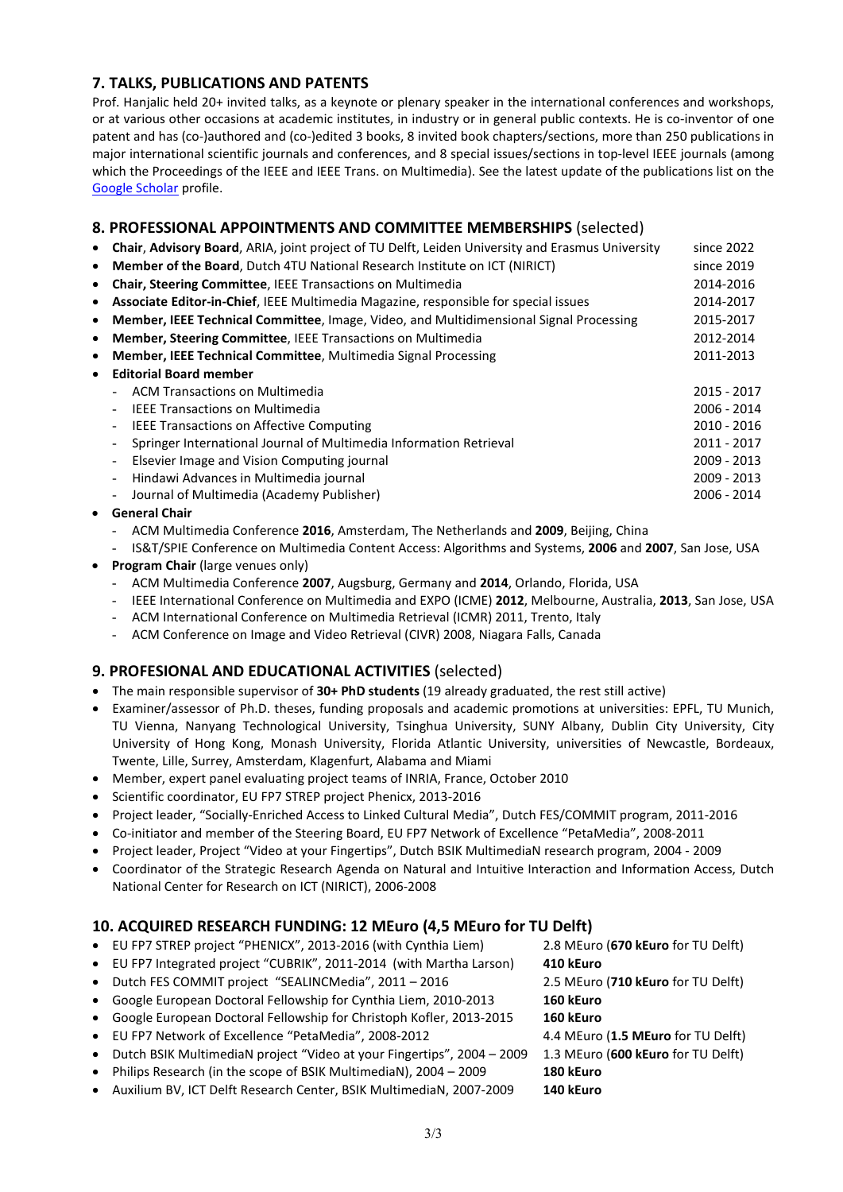## 7. TALKS, PUBLICATIONS AND PATENTS

Prof. Hanjalic held 20+ invited talks, as a keynote or plenary speaker in the international conferences and workshops, or at various other occasions at academic institutes, in industry or in general public contexts. He is co-inventor of one patent and has (co-)authored and (co-)edited 3 books, 8 invited book chapters/sections, more than 250 publications in major international scientific journals and conferences, and 8 special issues/sections in top-level IEEE journals (among which the Proceedings of the IEEE and IEEE Trans. on Multimedia). See the latest update of the publications list on the Google Scholar profile.

## 8. PROFESSIONAL APPOINTMENTS AND COMMITTEE MEMBERSHIPS (selected)

- **Chair**, **Advisory Board**, ARIA, joint project of TU Delft, Leiden University and Erasmus University — since 2022
- **Member of the Board**, Dutch 4TU National Research Institute on ICT (NIRICT) — since 2019
- **Chair, Steering Committee**, IEEE Transactions on Multimedia — 2014-2016
- **Associate Editor-in-Chief**, IEEE Multimedia Magazine, responsible for special issues — 2014-2017
- **Member, IEEE Technical Committee**, Image, Video, and Multidimensional Signal Processing — 2015-2017
- **Member, Steering Committee**, IEEE Transactions on Multimedia — 2012-2014
- **Member, IEEE Technical Committee**, Multimedia Signal Processing — 2011-2013
- **Editorial Board member**
  - ACM Transactions on Multimedia — 2015 - 2017
  - IEEE Transactions on Multimedia — 2006 - 2014
  - IEEE Transactions on Affective Computing — 2010 - 2016
  - Springer International Journal of Multimedia Information Retrieval — 2011 - 2017
  - Elsevier Image and Vision Computing journal — 2009 - 2013
  - Hindawi Advances in Multimedia journal — 2009 - 2013
  - Journal of Multimedia (Academy Publisher) — 2006 - 2014
- **General Chair**
  - ACM Multimedia Conference **2016**, Amsterdam, The Netherlands and **2009**, Beijing, China
  - IS&T/SPIE Conference on Multimedia Content Access: Algorithms and Systems, **2006** and **2007**, San Jose, USA
- **Program Chair** (large venues only)
  - ACM Multimedia Conference **2007**, Augsburg, Germany and **2014**, Orlando, Florida, USA
  - IEEE International Conference on Multimedia and EXPO (ICME) **2012**, Melbourne, Australia, **2013**, San Jose, USA
  - ACM International Conference on Multimedia Retrieval (ICMR) 2011, Trento, Italy
  - ACM Conference on Image and Video Retrieval (CIVR) 2008, Niagara Falls, Canada

## 9. PROFESIONAL AND EDUCATIONAL ACTIVITIES (selected)

- The main responsible supervisor of **30+ PhD students** (19 already graduated, the rest still active)
- Examiner/assessor of Ph.D. theses, funding proposals and academic promotions at universities: EPFL, TU Munich, TU Vienna, Nanyang Technological University, Tsinghua University, SUNY Albany, Dublin City University, City University of Hong Kong, Monash University, Florida Atlantic University, universities of Newcastle, Bordeaux, Twente, Lille, Surrey, Amsterdam, Klagenfurt, Alabama and Miami
- Member, expert panel evaluating project teams of INRIA, France, October 2010
- Scientific coordinator, EU FP7 STREP project Phenicx, 2013-2016
- Project leader, "Socially-Enriched Access to Linked Cultural Media", Dutch FES/COMMIT program, 2011-2016
- Co-initiator and member of the Steering Board, EU FP7 Network of Excellence "PetaMedia", 2008-2011
- Project leader, Project "Video at your Fingertips", Dutch BSIK MultimediaN research program, 2004 - 2009
- Coordinator of the Strategic Research Agenda on Natural and Intuitive Interaction and Information Access, Dutch National Center for Research on ICT (NIRICT), 2006-2008

## 10. ACQUIRED RESEARCH FUNDING: 12 MEuro (4,5 MEuro for TU Delft)

- EU FP7 STREP project "PHENICX", 2013-2016 (with Cynthia Liem) — 2.8 MEuro (**670 kEuro** for TU Delft)
- EU FP7 Integrated project "CUBRIK", 2011-2014 (with Martha Larson) — **410 kEuro**
- Dutch FES COMMIT project "SEALINCMedia", 2011 – 2016 — 2.5 MEuro (**710 kEuro** for TU Delft)
- Google European Doctoral Fellowship for Cynthia Liem, 2010-2013 — **160 kEuro**
- Google European Doctoral Fellowship for Christoph Kofler, 2013-2015 — **160 kEuro**
- EU FP7 Network of Excellence "PetaMedia", 2008-2012 — 4.4 MEuro (**1.5 MEuro** for TU Delft)
- Dutch BSIK MultimediaN project "Video at your Fingertips", 2004 – 2009 — 1.3 MEuro (**600 kEuro** for TU Delft)
- Philips Research (in the scope of BSIK MultimediaN), 2004 – 2009 — **180 kEuro**
- Auxilium BV, ICT Delft Research Center, BSIK MultimediaN, 2007-2009 — **140 kEuro**